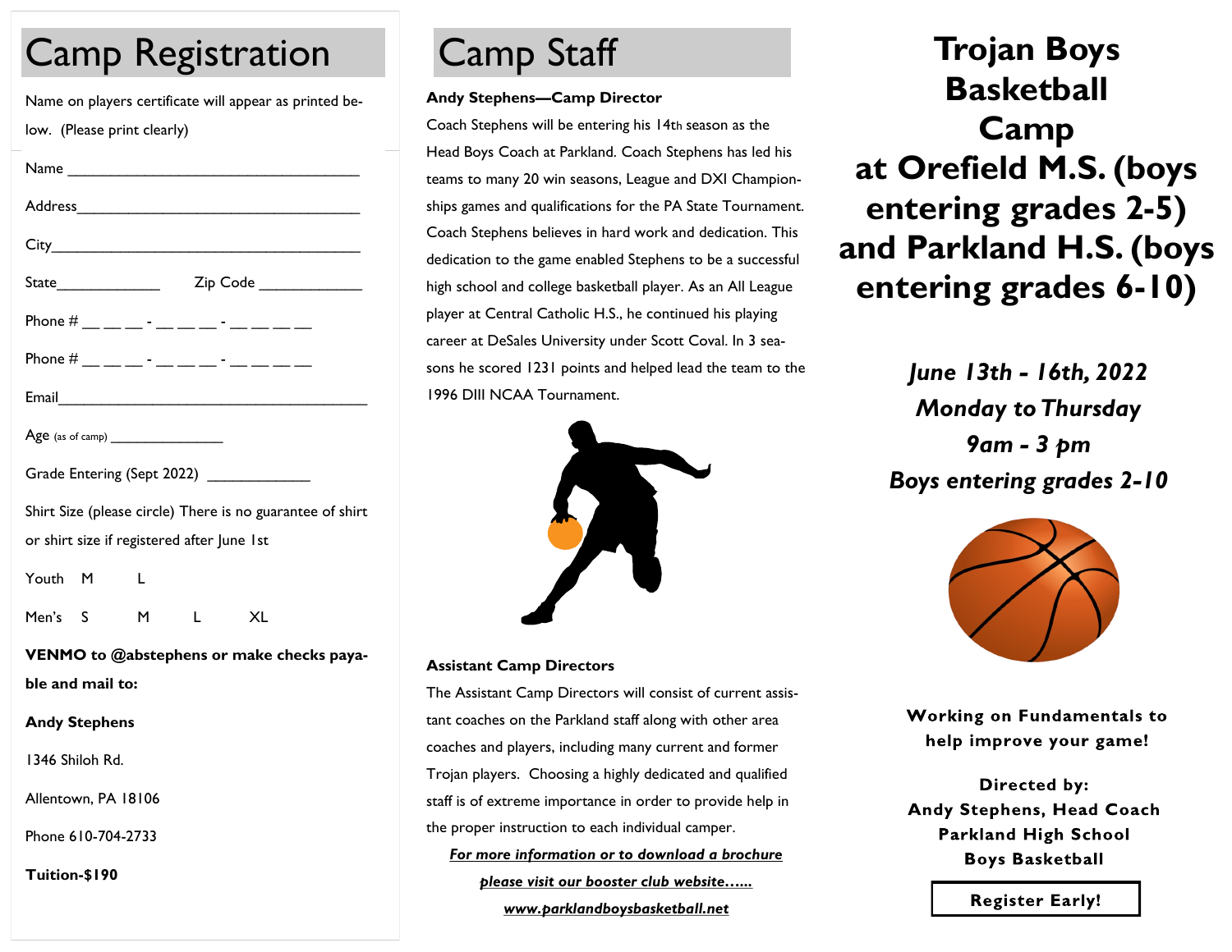# Camp Registration

Name on players certificate will appear as printed below. (Please print clearly)

Name ___________________________________

Address___________________________________

City_____________________________________

State____________ Zip Code ____________

Phone # __ __ __ - __ __ __ - __ __ __ __

Phone # __ __ __ - __ __ __ - __ __ __ __

Email_____________________________________

Age (as of camp) ______________

Grade Entering (Sept 2022) ____________

Shirt Size (please circle) There is no guarantee of shirt or shirt size if registered after June 1st

Youth M L

Men's S M L XL

**VENMO to @abstephens or make checks payable and mail to:**

**Andy Stephens**

1346 Shiloh Rd.

Allentown, PA 18106

Phone 610-704-2733

**Tuition-$190**

# Camp Staff

**Andy Stephens—Camp Director**

Coach Stephens will be entering his 14th season as the Head Boys Coach at Parkland. Coach Stephens has led his teams to many 20 win seasons, League and DXI Championships games and qualifications for the PA State Tournament. Coach Stephens believes in hard work and dedication. This dedication to the game enabled Stephens to be a successful high school and college basketball player. As an All League player at Central Catholic H.S., he continued his playing career at DeSales University under Scott Coval. In 3 seasons he scored 1231 points and helped lead the team to the 1996 DIII NCAA Tournament.

**Assistant Camp Directors**

The Assistant Camp Directors will consist of current assistant coaches on the Parkland staff along with other area coaches and players, including many current and former Trojan players. Choosing a highly dedicated and qualified staff is of extreme importance in order to provide help in the proper instruction to each individual camper.

***For more information or to download a brochure please visit our booster club website…...***

***www.parklandboysbasketball.net***

# Trojan Boys Basketball Camp at Orefield M.S. (boys entering grades 2-5) and Parkland H.S. (boys entering grades 6-10)

***June 13th - 16th, 2022***

***Monday to Thursday***

***9am - 3 pm***

***Boys entering grades 2-10***

**Working on Fundamentals to help improve your game!**

**Directed by:**
**Andy Stephens, Head Coach**
**Parkland High School**
**Boys Basketball**

**Register Early!**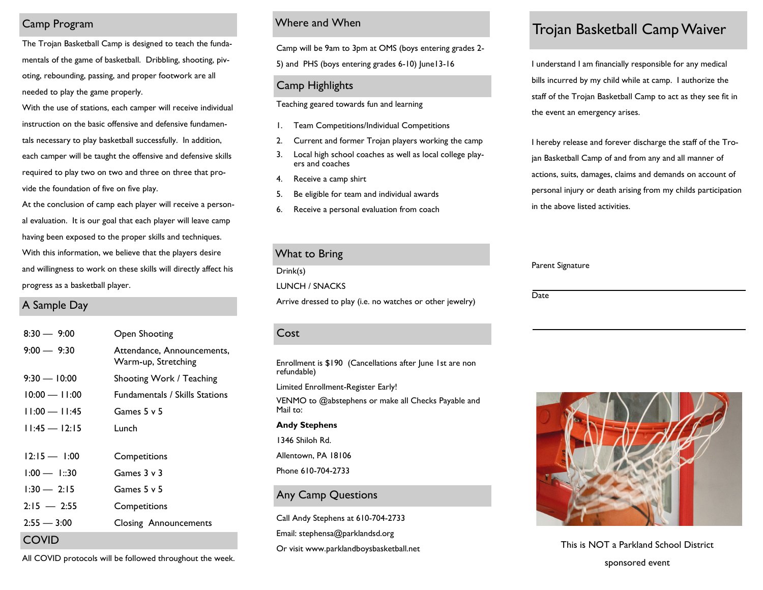## Camp Program

The Trojan Basketball Camp is designed to teach the fundamentals of the game of basketball. Dribbling, shooting, pivoting, rebounding, passing, and proper footwork are all needed to play the game properly.

With the use of stations, each camper will receive individual instruction on the basic offensive and defensive fundamentals necessary to play basketball successfully. In addition, each camper will be taught the offensive and defensive skills required to play two on two and three on three that provide the foundation of five on five play.

At the conclusion of camp each player will receive a personal evaluation. It is our goal that each player will leave camp having been exposed to the proper skills and techniques. With this information, we believe that the players desire and willingness to work on these skills will directly affect his progress as a basketball player.

## A Sample Day

| | |
|---|---|
| 8:30 — 9:00 | Open Shooting |
| 9:00 — 9:30 | Attendance, Announcements, Warm-up, Stretching |
| 9:30 — 10:00 | Shooting Work / Teaching |
| 10:00 — 11:00 | Fundamentals / Skills Stations |
| 11:00 — 11:45 | Games 5 v 5 |
| 11:45 — 12:15 | Lunch |
| 12:15 — 1:00 | Competitions |
| 1:00 — 1::30 | Games 3 v 3 |
| 1:30 — 2:15 | Games 5 v 5 |
| 2:15 — 2:55 | Competitions |
| 2:55 — 3:00 | Closing Announcements |

## COVID

All COVID protocols will be followed throughout the week.

## Where and When

Camp will be 9am to 3pm at OMS (boys entering grades 2-5) and PHS (boys entering grades 6-10) June13-16

## Camp Highlights

Teaching geared towards fun and learning

1. Team Competitions/Individual Competitions
2. Current and former Trojan players working the camp
3. Local high school coaches as well as local college players and coaches
4. Receive a camp shirt
5. Be eligible for team and individual awards
6. Receive a personal evaluation from coach

## What to Bring

Drink(s)

LUNCH / SNACKS

Arrive dressed to play (i.e. no watches or other jewelry)

## Cost

Enrollment is $190 (Cancellations after June 1st are non refundable)

Limited Enrollment-Register Early!

VENMO to @abstephens or make all Checks Payable and Mail to:

**Andy Stephens**

1346 Shiloh Rd.

Allentown, PA 18106

Phone 610-704-2733

## Any Camp Questions

Call Andy Stephens at 610-704-2733

Email: stephensa@parklandsd.org

Or visit www.parklandboysbasketball.net

# Trojan Basketball Camp Waiver

I understand I am financially responsible for any medical bills incurred by my child while at camp. I authorize the staff of the Trojan Basketball Camp to act as they see fit in the event an emergency arises.

I hereby release and forever discharge the staff of the Trojan Basketball Camp of and from any and all manner of actions, suits, damages, claims and demands on account of personal injury or death arising from my childs participation in the above listed activities.

Parent Signature

Date

This is NOT a Parkland School District sponsored event